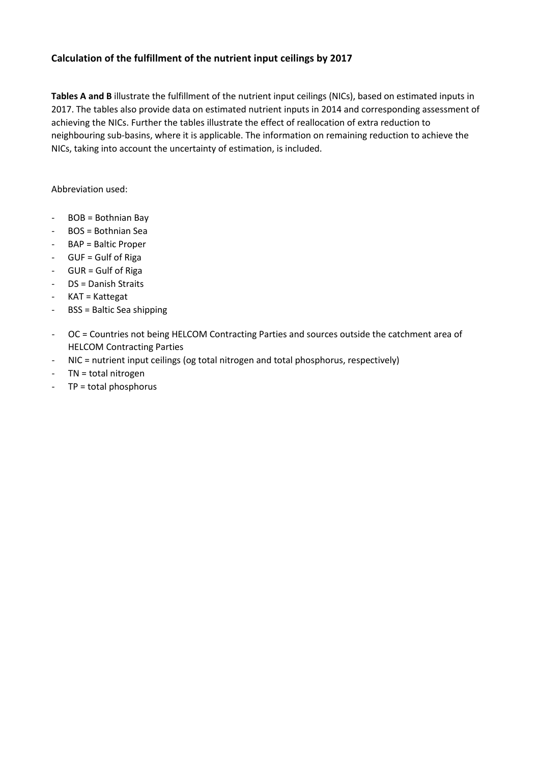**Calculation of the fulfillment of the nutrient input ceilings by 2017**

**Tables A and B** illustrate the fulfillment of the nutrient input ceilings (NICs), based on estimated inputs in 2017. The tables also provide data on estimated nutrient inputs in 2014 and corresponding assessment of achieving the NICs. Further the tables illustrate the effect of reallocation of extra reduction to neighbouring sub-basins, where it is applicable. The information on remaining reduction to achieve the NICs, taking into account the uncertainty of estimation, is included.

Abbreviation used:

- BOB = Bothnian Bay
- BOS = Bothnian Sea
- BAP = Baltic Proper
- GUF = Gulf of Riga
- GUR = Gulf of Riga
- DS = Danish Straits
- KAT = Kattegat
- BSS = Baltic Sea shipping
- OC = Countries not being HELCOM Contracting Parties and sources outside the catchment area of HELCOM Contracting Parties
- NIC = nutrient input ceilings (og total nitrogen and total phosphorus, respectively)
- TN = total nitrogen
- TP = total phosphorus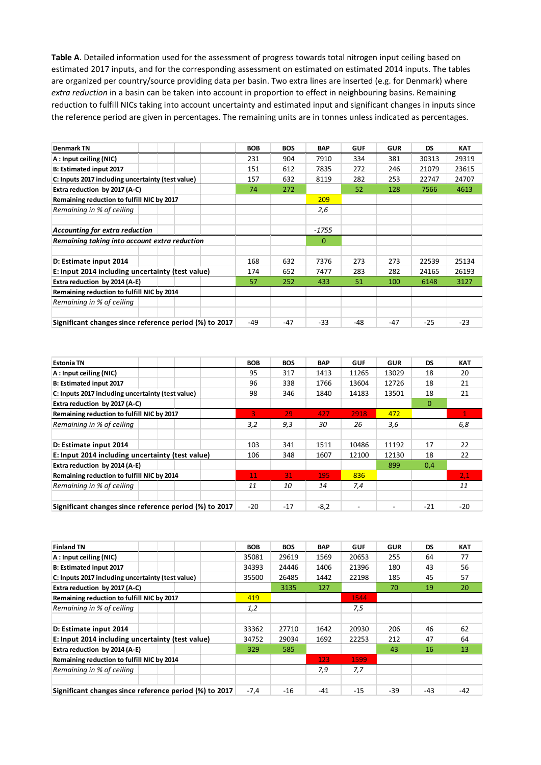**Table A**. Detailed information used for the assessment of progress towards total nitrogen input ceiling based on estimated 2017 inputs, and for the corresponding assessment on estimated on estimated 2014 inputs. The tables are organized per country/source providing data per basin. Two extra lines are inserted (e.g. for Denmark) where *extra reduction* in a basin can be taken into account in proportion to effect in neighbouring basins. Remaining reduction to fulfill NICs taking into account uncertainty and estimated input and significant changes in inputs since the reference period are given in percentages. The remaining units are in tonnes unless indicated as percentages.

| Denmark TN | BOB | BOS | BAP | GUF | GUR | DS | KAT |
|---|---|---|---|---|---|---|---|
| A : Input ceiling (NIC) | 231 | 904 | 7910 | 334 | 381 | 30313 | 29319 |
| B: Estimated input 2017 | 151 | 612 | 7835 | 272 | 246 | 21079 | 23615 |
| C: Inputs 2017 including uncertainty (test value) | 157 | 632 | 8119 | 282 | 253 | 22747 | 24707 |
| Extra reduction by 2017 (A-C) | 74 | 272 | | 52 | 128 | 7566 | 4613 |
| Remaining reduction to fulfill NIC by 2017 | | | 209 | | | | |
| *Remaining in % of ceiling* | | | *2,6* | | | | |
| | | | | | | | |
| *Accounting for extra reduction* | | | *-1755* | | | | |
| *Remaining taking into account extra reduction* | | | 0 | | | | |
| | | | | | | | |
| D: Estimate input 2014 | 168 | 632 | 7376 | 273 | 273 | 22539 | 25134 |
| E: Input 2014 including uncertainty (test value) | 174 | 652 | 7477 | 283 | 282 | 24165 | 26193 |
| Extra reduction by 2014 (A-E) | 57 | 252 | 433 | 51 | 100 | 6148 | 3127 |
| Remaining reduction to fulfill NIC by 2014 | | | | | | | |
| *Remaining in % of ceiling* | | | | | | | |
| | | | | | | | |
| Significant changes since reference period (%) to 2017 | -49 | -47 | -33 | -48 | -47 | -25 | -23 |

| Estonia TN | BOB | BOS | BAP | GUF | GUR | DS | KAT |
|---|---|---|---|---|---|---|---|
| A : Input ceiling (NIC) | 95 | 317 | 1413 | 11265 | 13029 | 18 | 20 |
| B: Estimated input 2017 | 96 | 338 | 1766 | 13604 | 12726 | 18 | 21 |
| C: Inputs 2017 including uncertainty (test value) | 98 | 346 | 1840 | 14183 | 13501 | 18 | 21 |
| Extra reduction by 2017 (A-C) | | | | | | 0 | |
| Remaining reduction to fulfill NIC by 2017 | 3 | 29 | 427 | 2918 | 472 | | 1 |
| *Remaining in % of ceiling* | *3,2* | *9,3* | *30* | *26* | *3,6* | | *6,8* |
| | | | | | | | |
| D: Estimate input 2014 | 103 | 341 | 1511 | 10486 | 11192 | 17 | 22 |
| E: Input 2014 including uncertainty (test value) | 106 | 348 | 1607 | 12100 | 12130 | 18 | 22 |
| Extra reduction by 2014 (A-E) | | | | | 899 | 0,4 | |
| Remaining reduction to fulfill NIC by 2014 | 11 | 31 | 195 | 836 | | | 2,1 |
| *Remaining in % of ceiling* | *11* | *10* | *14* | *7,4* | | | *11* |
| | | | | | | | |
| Significant changes since reference period (%) to 2017 | -20 | -17 | -8,2 | - | - | -21 | -20 |

| Finland TN | BOB | BOS | BAP | GUF | GUR | DS | KAT |
|---|---|---|---|---|---|---|---|
| A : Input ceiling (NIC) | 35081 | 29619 | 1569 | 20653 | 255 | 64 | 77 |
| B: Estimated input 2017 | 34393 | 24446 | 1406 | 21396 | 180 | 43 | 56 |
| C: Inputs 2017 including uncertainty (test value) | 35500 | 26485 | 1442 | 22198 | 185 | 45 | 57 |
| Extra reduction by 2017 (A-C) | | 3135 | 127 | | 70 | 19 | 20 |
| Remaining reduction to fulfill NIC by 2017 | 419 | | | 1544 | | | |
| *Remaining in % of ceiling* | *1,2* | | | *7,5* | | | |
| | | | | | | | |
| D: Estimate input 2014 | 33362 | 27710 | 1642 | 20930 | 206 | 46 | 62 |
| E: Input 2014 including uncertainty (test value) | 34752 | 29034 | 1692 | 22253 | 212 | 47 | 64 |
| Extra reduction by 2014 (A-E) | 329 | 585 | | | 43 | 16 | 13 |
| Remaining reduction to fulfill NIC by 2014 | | | 123 | 1599 | | | |
| *Remaining in % of ceiling* | | | *7,9* | *7,7* | | | |
| | | | | | | | |
| Significant changes since reference period (%) to 2017 | -7,4 | -16 | -41 | -15 | -39 | -43 | -42 |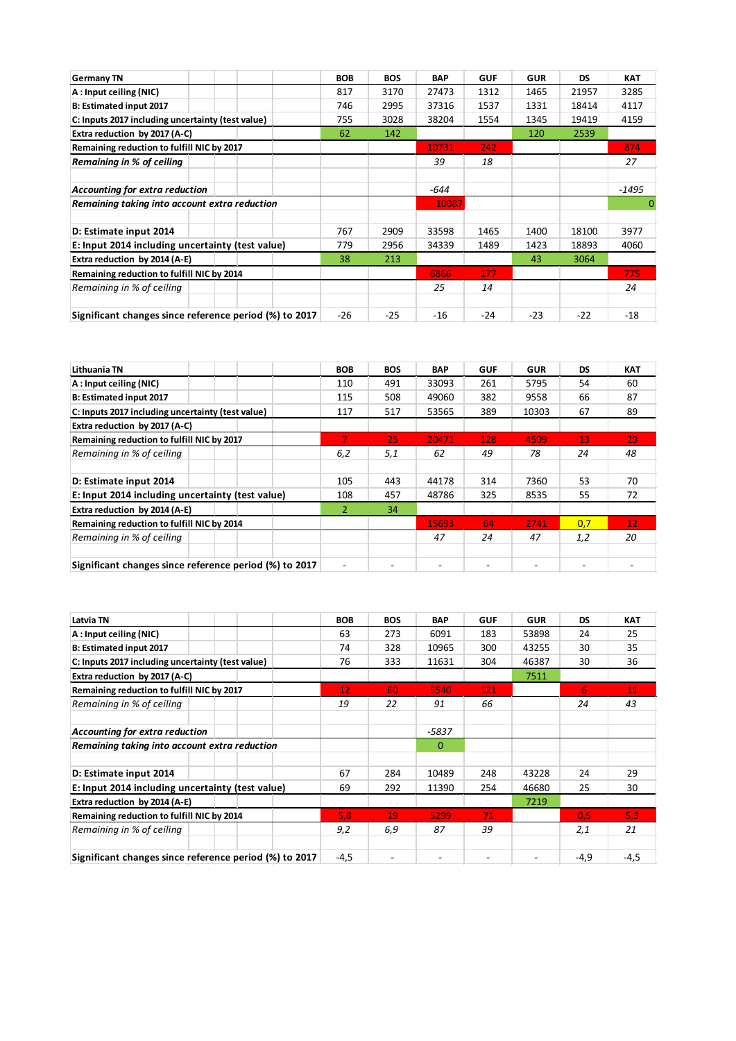| Germany TN | BOB | BOS | BAP | GUF | GUR | DS | KAT |
|---|---|---|---|---|---|---|---|
| A : Input ceiling (NIC) | 817 | 3170 | 27473 | 1312 | 1465 | 21957 | 3285 |
| B: Estimated input 2017 | 746 | 2995 | 37316 | 1537 | 1331 | 18414 | 4117 |
| C: Inputs 2017 including uncertainty (test value) | 755 | 3028 | 38204 | 1554 | 1345 | 19419 | 4159 |
| Extra reduction by 2017 (A-C) | 62 | 142 | | | 120 | 2539 | |
| Remaining reduction to fulfill NIC by 2017 | | | 10731 | 242 | | | 874 |
| *Remaining in % of ceiling* | | | *39* | *18* | | | *27* |
| | | | | | | | |
| *Accounting for extra reduction* | | | *-644* | | | | *-1495* |
| *Remaining taking into account extra reduction* | | | 10087 | | | | 0 |
| | | | | | | | |
| D: Estimate input 2014 | 767 | 2909 | 33598 | 1465 | 1400 | 18100 | 3977 |
| E: Input 2014 including uncertainty (test value) | 779 | 2956 | 34339 | 1489 | 1423 | 18893 | 4060 |
| Extra reduction by 2014 (A-E) | 38 | 213 | | | 43 | 3064 | |
| Remaining reduction to fulfill NIC by 2014 | | | 6866 | 177 | | | 775 |
| *Remaining in % of ceiling* | | | *25* | *14* | | | *24* |
| | | | | | | | |
| Significant changes since reference period (%) to 2017 | -26 | -25 | -16 | -24 | -23 | -22 | -18 |

| Lithuania TN | BOB | BOS | BAP | GUF | GUR | DS | KAT |
|---|---|---|---|---|---|---|---|
| A : Input ceiling (NIC) | 110 | 491 | 33093 | 261 | 5795 | 54 | 60 |
| B: Estimated input 2017 | 115 | 508 | 49060 | 382 | 9558 | 66 | 87 |
| C: Inputs 2017 including uncertainty (test value) | 117 | 517 | 53565 | 389 | 10303 | 67 | 89 |
| Extra reduction by 2017 (A-C) | | | | | | | |
| Remaining reduction to fulfill NIC by 2017 | 7 | 25 | 20471 | 128 | 4509 | 13 | 29 |
| *Remaining in % of ceiling* | *6,2* | *5,1* | *62* | *49* | *78* | *24* | *48* |
| | | | | | | | |
| D: Estimate input 2014 | 105 | 443 | 44178 | 314 | 7360 | 53 | 70 |
| E: Input 2014 including uncertainty (test value) | 108 | 457 | 48786 | 325 | 8535 | 55 | 72 |
| Extra reduction by 2014 (A-E) | 2 | 34 | | | | | |
| Remaining reduction to fulfill NIC by 2014 | | | 15693 | 64 | 2741 | 0,7 | 12 |
| *Remaining in % of ceiling* | | | *47* | *24* | *47* | *1,2* | *20* |
| | | | | | | | |
| Significant changes since reference period (%) to 2017 | - | - | - | - | - | - | - |

| Latvia TN | BOB | BOS | BAP | GUF | GUR | DS | KAT |
|---|---|---|---|---|---|---|---|
| A : Input ceiling (NIC) | 63 | 273 | 6091 | 183 | 53898 | 24 | 25 |
| B: Estimated input 2017 | 74 | 328 | 10965 | 300 | 43255 | 30 | 35 |
| C: Inputs 2017 including uncertainty (test value) | 76 | 333 | 11631 | 304 | 46387 | 30 | 36 |
| Extra reduction by 2017 (A-C) | | | | | 7511 | | |
| Remaining reduction to fulfill NIC by 2017 | 12 | 60 | 5540 | 121 | | 6 | 11 |
| *Remaining in % of ceiling* | *19* | *22* | *91* | *66* | | *24* | *43* |
| | | | | | | | |
| *Accounting for extra reduction* | | | *-5837* | | | | |
| *Remaining taking into account extra reduction* | | | 0 | | | | |
| | | | | | | | |
| D: Estimate input 2014 | 67 | 284 | 10489 | 248 | 43228 | 24 | 29 |
| E: Input 2014 including uncertainty (test value) | 69 | 292 | 11390 | 254 | 46680 | 25 | 30 |
| Extra reduction by 2014 (A-E) | | | | | 7219 | | |
| Remaining reduction to fulfill NIC by 2014 | 5,8 | 19 | 5299 | 71 | | 0,5 | 5,3 |
| *Remaining in % of ceiling* | *9,2* | *6,9* | *87* | *39* | | *2,1* | *21* |
| | | | | | | | |
| Significant changes since reference period (%) to 2017 | -4,5 | - | - | - | - | -4,9 | -4,5 |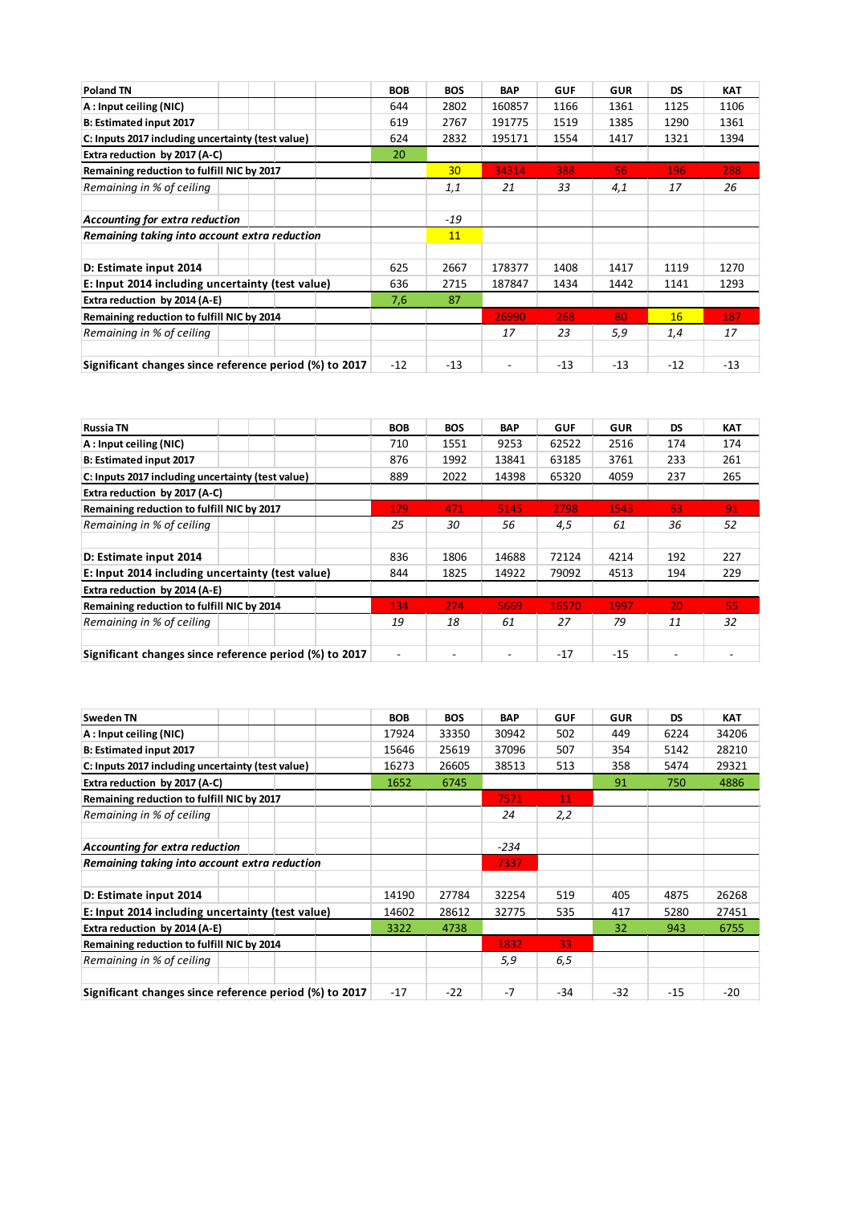| Poland TN | BOB | BOS | BAP | GUF | GUR | DS | KAT |
|---|---|---|---|---|---|---|---|
| A : Input ceiling (NIC) | 644 | 2802 | 160857 | 1166 | 1361 | 1125 | 1106 |
| B: Estimated input 2017 | 619 | 2767 | 191775 | 1519 | 1385 | 1290 | 1361 |
| C: Inputs 2017 including uncertainty (test value) | 624 | 2832 | 195171 | 1554 | 1417 | 1321 | 1394 |
| Extra reduction by 2017 (A-C) | 20 | | | | | | |
| Remaining reduction to fulfill NIC by 2017 | | 30 | 34314 | 388 | 56 | 196 | 288 |
| *Remaining in % of ceiling* | | *1,1* | *21* | *33* | *4,1* | *17* | *26* |
| | | | | | | | |
| *Accounting for extra reduction* | | *-19* | | | | | |
| *Remaining taking into account extra reduction* | | 11 | | | | | |
| | | | | | | | |
| D: Estimate input 2014 | 625 | 2667 | 178377 | 1408 | 1417 | 1119 | 1270 |
| E: Input 2014 including uncertainty (test value) | 636 | 2715 | 187847 | 1434 | 1442 | 1141 | 1293 |
| Extra reduction by 2014 (A-E) | 7,6 | 87 | | | | | |
| Remaining reduction to fulfill NIC by 2014 | | | 26990 | 268 | 80 | 16 | 187 |
| *Remaining in % of ceiling* | | | *17* | *23* | *5,9* | *1,4* | *17* |
| | | | | | | | |
| Significant changes since reference period (%) to 2017 | -12 | -13 | - | -13 | -13 | -12 | -13 |

| Russia TN | BOB | BOS | BAP | GUF | GUR | DS | KAT |
|---|---|---|---|---|---|---|---|
| A : Input ceiling (NIC) | 710 | 1551 | 9253 | 62522 | 2516 | 174 | 174 |
| B: Estimated input 2017 | 876 | 1992 | 13841 | 63185 | 3761 | 233 | 261 |
| C: Inputs 2017 including uncertainty (test value) | 889 | 2022 | 14398 | 65320 | 4059 | 237 | 265 |
| Extra reduction by 2017 (A-C) | | | | | | | |
| Remaining reduction to fulfill NIC by 2017 | 179 | 471 | 5145 | 2798 | 1543 | 63 | 91 |
| *Remaining in % of ceiling* | *25* | *30* | *56* | *4,5* | *61* | *36* | *52* |
| | | | | | | | |
| D: Estimate input 2014 | 836 | 1806 | 14688 | 72124 | 4214 | 192 | 227 |
| E: Input 2014 including uncertainty (test value) | 844 | 1825 | 14922 | 79092 | 4513 | 194 | 229 |
| Extra reduction by 2014 (A-E) | | | | | | | |
| Remaining reduction to fulfill NIC by 2014 | 134 | 274 | 5669 | 16570 | 1997 | 20 | 55 |
| *Remaining in % of ceiling* | *19* | *18* | *61* | *27* | *79* | *11* | *32* |
| | | | | | | | |
| Significant changes since reference period (%) to 2017 | - | - | - | -17 | -15 | - | - |

| Sweden TN | BOB | BOS | BAP | GUF | GUR | DS | KAT |
|---|---|---|---|---|---|---|---|
| A : Input ceiling (NIC) | 17924 | 33350 | 30942 | 502 | 449 | 6224 | 34206 |
| B: Estimated input 2017 | 15646 | 25619 | 37096 | 507 | 354 | 5142 | 28210 |
| C: Inputs 2017 including uncertainty (test value) | 16273 | 26605 | 38513 | 513 | 358 | 5474 | 29321 |
| Extra reduction by 2017 (A-C) | 1652 | 6745 | | | 91 | 750 | 4886 |
| Remaining reduction to fulfill NIC by 2017 | | | 7571 | 11 | | | |
| *Remaining in % of ceiling* | | | *24* | *2,2* | | | |
| | | | | | | | |
| *Accounting for extra reduction* | | | *-234* | | | | |
| *Remaining taking into account extra reduction* | | | 7337 | | | | |
| | | | | | | | |
| D: Estimate input 2014 | 14190 | 27784 | 32254 | 519 | 405 | 4875 | 26268 |
| E: Input 2014 including uncertainty (test value) | 14602 | 28612 | 32775 | 535 | 417 | 5280 | 27451 |
| Extra reduction by 2014 (A-E) | 3322 | 4738 | | | 32 | 943 | 6755 |
| Remaining reduction to fulfill NIC by 2014 | | | 1832 | 33 | | | |
| *Remaining in % of ceiling* | | | *5,9* | *6,5* | | | |
| | | | | | | | |
| Significant changes since reference period (%) to 2017 | -17 | -22 | -7 | -34 | -32 | -15 | -20 |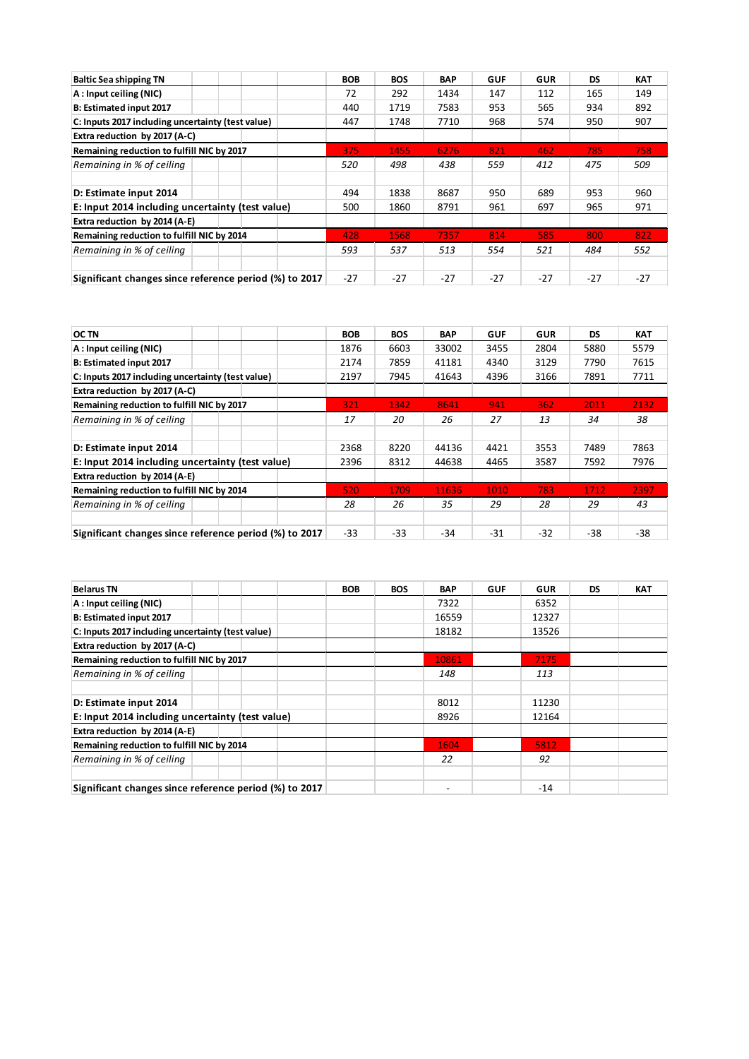| Baltic Sea shipping TN | BOB | BOS | BAP | GUF | GUR | DS | KAT |
|---|---|---|---|---|---|---|---|
| A : Input ceiling (NIC) | 72 | 292 | 1434 | 147 | 112 | 165 | 149 |
| B: Estimated input 2017 | 440 | 1719 | 7583 | 953 | 565 | 934 | 892 |
| C: Inputs 2017 including uncertainty (test value) | 447 | 1748 | 7710 | 968 | 574 | 950 | 907 |
| Extra reduction by 2017 (A-C) | | | | | | | |
| Remaining reduction to fulfill NIC by 2017 | 375 | 1455 | 6276 | 821 | 462 | 785 | 758 |
| *Remaining in % of ceiling* | *520* | *498* | *438* | *559* | *412* | *475* | *509* |
| | | | | | | | |
| D: Estimate input 2014 | 494 | 1838 | 8687 | 950 | 689 | 953 | 960 |
| E: Input 2014 including uncertainty (test value) | 500 | 1860 | 8791 | 961 | 697 | 965 | 971 |
| Extra reduction by 2014 (A-E) | | | | | | | |
| Remaining reduction to fulfill NIC by 2014 | 428 | 1568 | 7357 | 814 | 585 | 800 | 822 |
| *Remaining in % of ceiling* | *593* | *537* | *513* | *554* | *521* | *484* | *552* |
| | | | | | | | |
| Significant changes since reference period (%) to 2017 | -27 | -27 | -27 | -27 | -27 | -27 | -27 |

| OC TN | BOB | BOS | BAP | GUF | GUR | DS | KAT |
|---|---|---|---|---|---|---|---|
| A : Input ceiling (NIC) | 1876 | 6603 | 33002 | 3455 | 2804 | 5880 | 5579 |
| B: Estimated input 2017 | 2174 | 7859 | 41181 | 4340 | 3129 | 7790 | 7615 |
| C: Inputs 2017 including uncertainty (test value) | 2197 | 7945 | 41643 | 4396 | 3166 | 7891 | 7711 |
| Extra reduction by 2017 (A-C) | | | | | | | |
| Remaining reduction to fulfill NIC by 2017 | 321 | 1342 | 8641 | 941 | 362 | 2011 | 2132 |
| *Remaining in % of ceiling* | *17* | *20* | *26* | *27* | *13* | *34* | *38* |
| | | | | | | | |
| D: Estimate input 2014 | 2368 | 8220 | 44136 | 4421 | 3553 | 7489 | 7863 |
| E: Input 2014 including uncertainty (test value) | 2396 | 8312 | 44638 | 4465 | 3587 | 7592 | 7976 |
| Extra reduction by 2014 (A-E) | | | | | | | |
| Remaining reduction to fulfill NIC by 2014 | 520 | 1709 | 11636 | 1010 | 783 | 1712 | 2397 |
| *Remaining in % of ceiling* | *28* | *26* | *35* | *29* | *28* | *29* | *43* |
| | | | | | | | |
| Significant changes since reference period (%) to 2017 | -33 | -33 | -34 | -31 | -32 | -38 | -38 |

| Belarus TN | BOB | BOS | BAP | GUF | GUR | DS | KAT |
|---|---|---|---|---|---|---|---|
| A : Input ceiling (NIC) | | | 7322 | | 6352 | | |
| B: Estimated input 2017 | | | 16559 | | 12327 | | |
| C: Inputs 2017 including uncertainty (test value) | | | 18182 | | 13526 | | |
| Extra reduction by 2017 (A-C) | | | | | | | |
| Remaining reduction to fulfill NIC by 2017 | | | 10861 | | 7175 | | |
| *Remaining in % of ceiling* | | | *148* | | *113* | | |
| | | | | | | | |
| D: Estimate input 2014 | | | 8012 | | 11230 | | |
| E: Input 2014 including uncertainty (test value) | | | 8926 | | 12164 | | |
| Extra reduction by 2014 (A-E) | | | | | | | |
| Remaining reduction to fulfill NIC by 2014 | | | 1604 | | 5812 | | |
| *Remaining in % of ceiling* | | | *22* | | *92* | | |
| | | | | | | | |
| Significant changes since reference period (%) to 2017 | | | - | | -14 | | |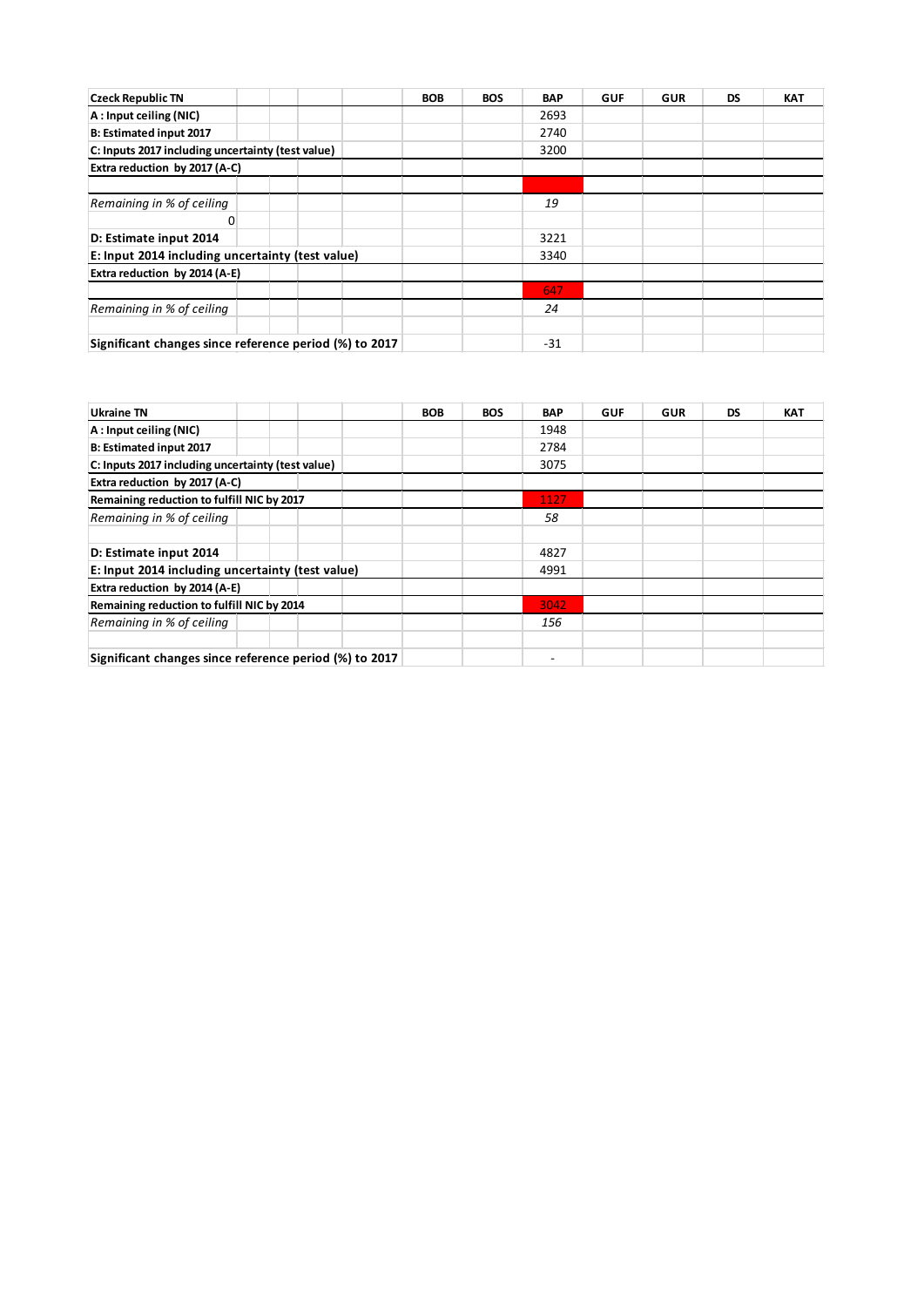| Czeck Republic TN | BOB | BOS | BAP | GUF | GUR | DS | KAT |
|---|---|---|---|---|---|---|---|
| A : Input ceiling (NIC) | | | 2693 | | | | |
| B: Estimated input 2017 | | | 2740 | | | | |
| C: Inputs 2017 including uncertainty (test value) | | | 3200 | | | | |
| Extra reduction by 2017 (A-C) | | | | | | | |
| | | | | | | | |
| *Remaining in % of ceiling* | | | *19* | | | | |
| 0 | | | | | | | |
| D: Estimate input 2014 | | | 3221 | | | | |
| E: Input 2014 including uncertainty (test value) | | | 3340 | | | | |
| Extra reduction by 2014 (A-E) | | | | | | | |
| | | | 647 | | | | |
| *Remaining in % of ceiling* | | | *24* | | | | |
| | | | | | | | |
| Significant changes since reference period (%) to 2017 | | | -31 | | | | |

| Ukraine TN | BOB | BOS | BAP | GUF | GUR | DS | KAT |
|---|---|---|---|---|---|---|---|
| A : Input ceiling (NIC) | | | 1948 | | | | |
| B: Estimated input 2017 | | | 2784 | | | | |
| C: Inputs 2017 including uncertainty (test value) | | | 3075 | | | | |
| Extra reduction by 2017 (A-C) | | | | | | | |
| Remaining reduction to fulfill NIC by 2017 | | | 1127 | | | | |
| *Remaining in % of ceiling* | | | *58* | | | | |
| | | | | | | | |
| D: Estimate input 2014 | | | 4827 | | | | |
| E: Input 2014 including uncertainty (test value) | | | 4991 | | | | |
| Extra reduction by 2014 (A-E) | | | | | | | |
| Remaining reduction to fulfill NIC by 2014 | | | 3042 | | | | |
| *Remaining in % of ceiling* | | | *156* | | | | |
| | | | | | | | |
| Significant changes since reference period (%) to 2017 | | | - | | | | |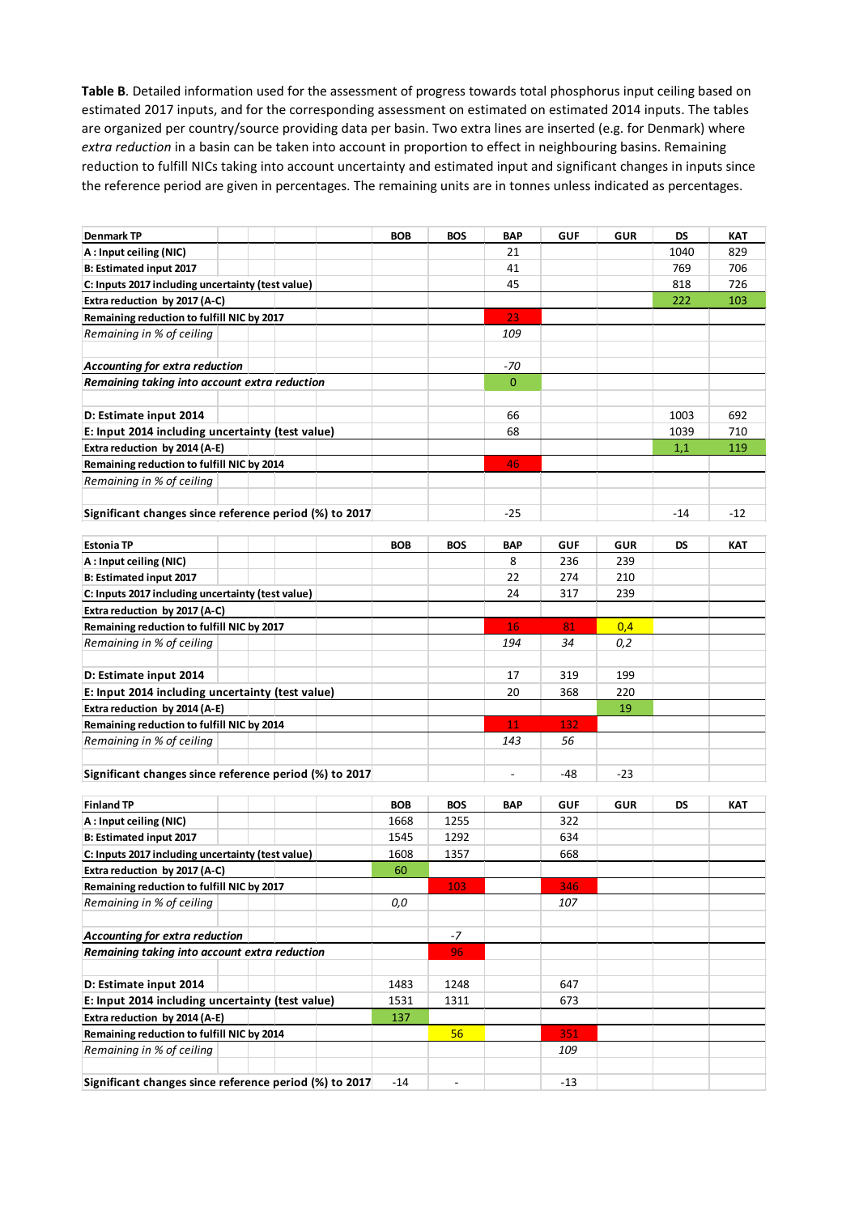**Table B**. Detailed information used for the assessment of progress towards total phosphorus input ceiling based on estimated 2017 inputs, and for the corresponding assessment on estimated on estimated 2014 inputs. The tables are organized per country/source providing data per basin. Two extra lines are inserted (e.g. for Denmark) where *extra reduction* in a basin can be taken into account in proportion to effect in neighbouring basins. Remaining reduction to fulfill NICs taking into account uncertainty and estimated input and significant changes in inputs since the reference period are given in percentages. The remaining units are in tonnes unless indicated as percentages.

| Denmark TP | BOB | BOS | BAP | GUF | GUR | DS | KAT |
|---|---|---|---|---|---|---|---|
| A : Input ceiling (NIC) | | | 21 | | | 1040 | 829 |
| B: Estimated input 2017 | | | 41 | | | 769 | 706 |
| C: Inputs 2017 including uncertainty (test value) | | | 45 | | | 818 | 726 |
| Extra reduction by 2017 (A-C) | | | | | | 222 | 103 |
| Remaining reduction to fulfill NIC by 2017 | | | 23 | | | | |
| *Remaining in % of ceiling* | | | *109* | | | | |
| | | | | | | | |
| *Accounting for extra reduction* | | | *-70* | | | | |
| *Remaining taking into account extra reduction* | | | 0 | | | | |
| | | | | | | | |
| D: Estimate input 2014 | | | 66 | | | 1003 | 692 |
| E: Input 2014 including uncertainty (test value) | | | 68 | | | 1039 | 710 |
| Extra reduction by 2014 (A-E) | | | | | | 1,1 | 119 |
| Remaining reduction to fulfill NIC by 2014 | | | 46 | | | | |
| *Remaining in % of ceiling* | | | | | | | |
| | | | | | | | |
| Significant changes since reference period (%) to 2017 | | | -25 | | | -14 | -12 |

| Estonia TP | BOB | BOS | BAP | GUF | GUR | DS | KAT |
|---|---|---|---|---|---|---|---|
| A : Input ceiling (NIC) | | | 8 | 236 | 239 | | |
| B: Estimated input 2017 | | | 22 | 274 | 210 | | |
| C: Inputs 2017 including uncertainty (test value) | | | 24 | 317 | 239 | | |
| Extra reduction by 2017 (A-C) | | | | | | | |
| Remaining reduction to fulfill NIC by 2017 | | | 16 | 81 | 0,4 | | |
| *Remaining in % of ceiling* | | | *194* | *34* | *0,2* | | |
| | | | | | | | |
| D: Estimate input 2014 | | | 17 | 319 | 199 | | |
| E: Input 2014 including uncertainty (test value) | | | 20 | 368 | 220 | | |
| Extra reduction by 2014 (A-E) | | | | | 19 | | |
| Remaining reduction to fulfill NIC by 2014 | | | 11 | 132 | | | |
| *Remaining in % of ceiling* | | | *143* | *56* | | | |
| | | | | | | | |
| Significant changes since reference period (%) to 2017 | | | - | -48 | -23 | | |

| Finland TP | BOB | BOS | BAP | GUF | GUR | DS | KAT |
|---|---|---|---|---|---|---|---|
| A : Input ceiling (NIC) | 1668 | 1255 | | 322 | | | |
| B: Estimated input 2017 | 1545 | 1292 | | 634 | | | |
| C: Inputs 2017 including uncertainty (test value) | 1608 | 1357 | | 668 | | | |
| Extra reduction by 2017 (A-C) | 60 | | | | | | |
| Remaining reduction to fulfill NIC by 2017 | | 103 | | 346 | | | |
| *Remaining in % of ceiling* | *0,0* | | | *107* | | | |
| | | | | | | | |
| *Accounting for extra reduction* | | *-7* | | | | | |
| *Remaining taking into account extra reduction* | | 96 | | | | | |
| | | | | | | | |
| D: Estimate input 2014 | 1483 | 1248 | | 647 | | | |
| E: Input 2014 including uncertainty (test value) | 1531 | 1311 | | 673 | | | |
| Extra reduction by 2014 (A-E) | 137 | | | | | | |
| Remaining reduction to fulfill NIC by 2014 | | 56 | | 351 | | | |
| *Remaining in % of ceiling* | | | | *109* | | | |
| | | | | | | | |
| Significant changes since reference period (%) to 2017 | -14 | - | | -13 | | | |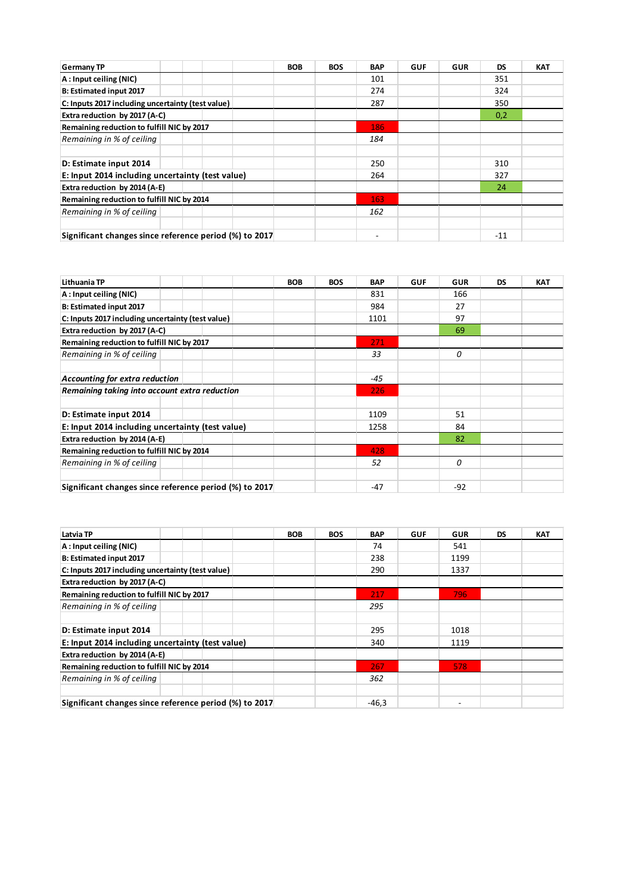| Germany TP | BOB | BOS | BAP | GUF | GUR | DS | KAT |
|---|---|---|---|---|---|---|---|
| A : Input ceiling (NIC) | | | 101 | | | 351 | |
| B: Estimated input 2017 | | | 274 | | | 324 | |
| C: Inputs 2017 including uncertainty (test value) | | | 287 | | | 350 | |
| Extra reduction by 2017 (A-C) | | | | | | 0,2 | |
| Remaining reduction to fulfill NIC by 2017 | | | 186 | | | | |
| *Remaining in % of ceiling* | | | *184* | | | | |
| | | | | | | | |
| D: Estimate input 2014 | | | 250 | | | 310 | |
| E: Input 2014 including uncertainty (test value) | | | 264 | | | 327 | |
| Extra reduction by 2014 (A-E) | | | | | | 24 | |
| Remaining reduction to fulfill NIC by 2014 | | | 163 | | | | |
| *Remaining in % of ceiling* | | | *162* | | | | |
| | | | | | | | |
| Significant changes since reference period (%) to 2017 | | | - | | | -11 | |

| Lithuania TP | BOB | BOS | BAP | GUF | GUR | DS | KAT |
|---|---|---|---|---|---|---|---|
| A : Input ceiling (NIC) | | | 831 | | 166 | | |
| B: Estimated input 2017 | | | 984 | | 27 | | |
| C: Inputs 2017 including uncertainty (test value) | | | 1101 | | 97 | | |
| Extra reduction by 2017 (A-C) | | | | | 69 | | |
| Remaining reduction to fulfill NIC by 2017 | | | 271 | | | | |
| *Remaining in % of ceiling* | | | *33* | | *0* | | |
| | | | | | | | |
| ***Accounting for extra reduction*** | | | *-45* | | | | |
| ***Remaining taking into account extra reduction*** | | | 226 | | | | |
| | | | | | | | |
| D: Estimate input 2014 | | | 1109 | | 51 | | |
| E: Input 2014 including uncertainty (test value) | | | 1258 | | 84 | | |
| Extra reduction by 2014 (A-E) | | | | | 82 | | |
| Remaining reduction to fulfill NIC by 2014 | | | 428 | | | | |
| *Remaining in % of ceiling* | | | *52* | | *0* | | |
| | | | | | | | |
| Significant changes since reference period (%) to 2017 | | | -47 | | -92 | | |

| Latvia TP | BOB | BOS | BAP | GUF | GUR | DS | KAT |
|---|---|---|---|---|---|---|---|
| A : Input ceiling (NIC) | | | 74 | | 541 | | |
| B: Estimated input 2017 | | | 238 | | 1199 | | |
| C: Inputs 2017 including uncertainty (test value) | | | 290 | | 1337 | | |
| Extra reduction by 2017 (A-C) | | | | | | | |
| Remaining reduction to fulfill NIC by 2017 | | | 217 | | 796 | | |
| *Remaining in % of ceiling* | | | *295* | | | | |
| | | | | | | | |
| D: Estimate input 2014 | | | 295 | | 1018 | | |
| E: Input 2014 including uncertainty (test value) | | | 340 | | 1119 | | |
| Extra reduction by 2014 (A-E) | | | | | | | |
| Remaining reduction to fulfill NIC by 2014 | | | 267 | | 578 | | |
| *Remaining in % of ceiling* | | | *362* | | | | |
| | | | | | | | |
| Significant changes since reference period (%) to 2017 | | | -46,3 | | - | | |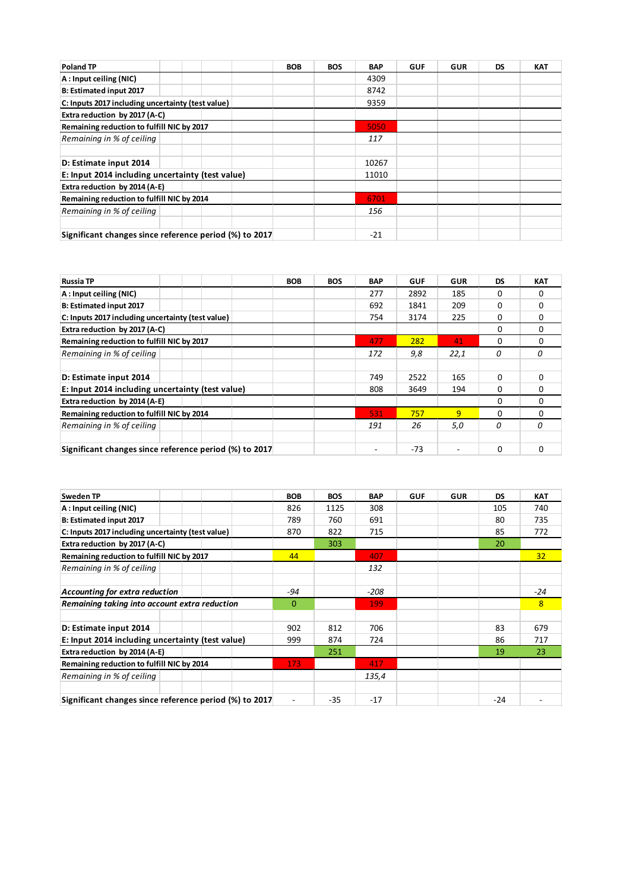| Poland TP | BOB | BOS | BAP | GUF | GUR | DS | KAT |
|---|---|---|---|---|---|---|---|
| A : Input ceiling (NIC) | | | 4309 | | | | |
| B: Estimated input 2017 | | | 8742 | | | | |
| C: Inputs 2017 including uncertainty (test value) | | | 9359 | | | | |
| Extra reduction by 2017 (A-C) | | | | | | | |
| Remaining reduction to fulfill NIC by 2017 | | | 5050 | | | | |
| *Remaining in % of ceiling* | | | *117* | | | | |
| | | | | | | | |
| D: Estimate input 2014 | | | 10267 | | | | |
| E: Input 2014 including uncertainty (test value) | | | 11010 | | | | |
| Extra reduction by 2014 (A-E) | | | | | | | |
| Remaining reduction to fulfill NIC by 2014 | | | 6701 | | | | |
| *Remaining in % of ceiling* | | | *156* | | | | |
| | | | | | | | |
| Significant changes since reference period (%) to 2017 | | | -21 | | | | |

| Russia TP | BOB | BOS | BAP | GUF | GUR | DS | KAT |
|---|---|---|---|---|---|---|---|
| A : Input ceiling (NIC) | | | 277 | 2892 | 185 | 0 | 0 |
| B: Estimated input 2017 | | | 692 | 1841 | 209 | 0 | 0 |
| C: Inputs 2017 including uncertainty (test value) | | | 754 | 3174 | 225 | 0 | 0 |
| Extra reduction by 2017 (A-C) | | | | | | 0 | 0 |
| Remaining reduction to fulfill NIC by 2017 | | | 477 | 282 | 41 | 0 | 0 |
| *Remaining in % of ceiling* | | | *172* | *9,8* | *22,1* | *0* | *0* |
| | | | | | | | |
| D: Estimate input 2014 | | | 749 | 2522 | 165 | 0 | 0 |
| E: Input 2014 including uncertainty (test value) | | | 808 | 3649 | 194 | 0 | 0 |
| Extra reduction by 2014 (A-E) | | | | | | 0 | 0 |
| Remaining reduction to fulfill NIC by 2014 | | | 531 | 757 | 9 | 0 | 0 |
| *Remaining in % of ceiling* | | | *191* | *26* | *5,0* | *0* | *0* |
| | | | | | | | |
| Significant changes since reference period (%) to 2017 | | | - | -73 | - | 0 | 0 |

| Sweden TP | BOB | BOS | BAP | GUF | GUR | DS | KAT |
|---|---|---|---|---|---|---|---|
| A : Input ceiling (NIC) | 826 | 1125 | 308 | | | 105 | 740 |
| B: Estimated input 2017 | 789 | 760 | 691 | | | 80 | 735 |
| C: Inputs 2017 including uncertainty (test value) | 870 | 822 | 715 | | | 85 | 772 |
| Extra reduction by 2017 (A-C) | | 303 | | | | 20 | |
| Remaining reduction to fulfill NIC by 2017 | 44 | | 407 | | | | 32 |
| *Remaining in % of ceiling* | | | *132* | | | | |
| | | | | | | | |
| *Accounting for extra reduction* | *-94* | | *-208* | | | | *-24* |
| *Remaining taking into account extra reduction* | 0 | | 199 | | | | 8 |
| | | | | | | | |
| D: Estimate input 2014 | 902 | 812 | 706 | | | 83 | 679 |
| E: Input 2014 including uncertainty (test value) | 999 | 874 | 724 | | | 86 | 717 |
| Extra reduction by 2014 (A-E) | | 251 | | | | 19 | 23 |
| Remaining reduction to fulfill NIC by 2014 | 173 | | 417 | | | | |
| *Remaining in % of ceiling* | | | *135,4* | | | | |
| | | | | | | | |
| Significant changes since reference period (%) to 2017 | - | -35 | -17 | | | -24 | - |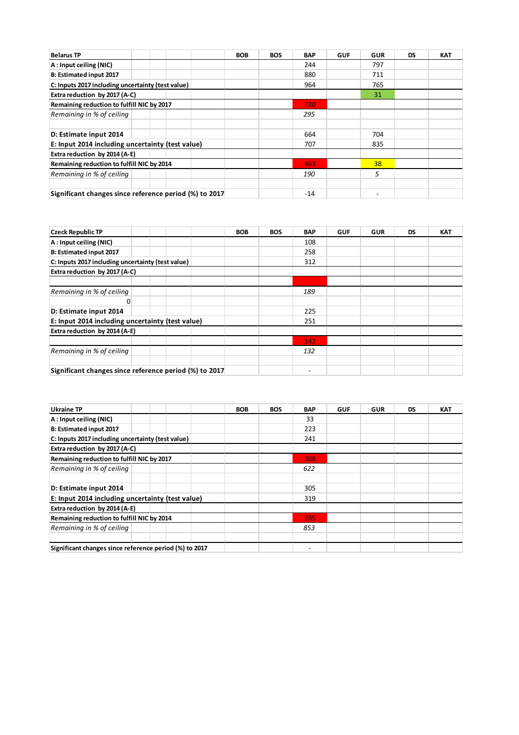| Belarus TP | BOB | BOS | BAP | GUF | GUR | DS | KAT |
|---|---|---|---|---|---|---|---|
| A : Input ceiling (NIC) | | | 244 | | 797 | | |
| B: Estimated input 2017 | | | 880 | | 711 | | |
| C: Inputs 2017 including uncertainty (test value) | | | 964 | | 765 | | |
| Extra reduction by 2017 (A-C) | | | | | 31 | | |
| Remaining reduction to fulfill NIC by 2017 | | | 720 | | | | |
| *Remaining in % of ceiling* | | | *295* | | | | |
| | | | | | | | |
| D: Estimate input 2014 | | | 664 | | 704 | | |
| E: Input 2014 including uncertainty (test value) | | | 707 | | 835 | | |
| Extra reduction by 2014 (A-E) | | | | | | | |
| Remaining reduction to fulfill NIC by 2014 | | | 463 | | 38 | | |
| *Remaining in % of ceiling* | | | *190* | | *5* | | |
| | | | | | | | |
| Significant changes since reference period (%) to 2017 | | | -14 | | - | | |

| Czeck Republic TP | BOB | BOS | BAP | GUF | GUR | DS | KAT |
|---|---|---|---|---|---|---|---|
| A : Input ceiling (NIC) | | | 108 | | | | |
| B: Estimated input 2017 | | | 258 | | | | |
| C: Inputs 2017 including uncertainty (test value) | | | 312 | | | | |
| Extra reduction by 2017 (A-C) | | | | | | | |
| | | | | | | | |
| *Remaining in % of ceiling* | | | *189* | | | | |
| 0 | | | | | | | |
| D: Estimate input 2014 | | | 225 | | | | |
| E: Input 2014 including uncertainty (test value) | | | 251 | | | | |
| Extra reduction by 2014 (A-E) | | | | | | | |
| | | | 142 | | | | |
| *Remaining in % of ceiling* | | | *132* | | | | |
| | | | | | | | |
| Significant changes since reference period (%) to 2017 | | | - | | | | |

| Ukraine TP | BOB | BOS | BAP | GUF | GUR | DS | KAT |
|---|---|---|---|---|---|---|---|
| A : Input ceiling (NIC) | | | 33 | | | | |
| B: Estimated input 2017 | | | 223 | | | | |
| C: Inputs 2017 including uncertainty (test value) | | | 241 | | | | |
| Extra reduction by 2017 (A-C) | | | | | | | |
| Remaining reduction to fulfill NIC by 2017 | | | 208 | | | | |
| *Remaining in % of ceiling* | | | *622* | | | | |
| | | | | | | | |
| D: Estimate input 2014 | | | 305 | | | | |
| E: Input 2014 including uncertainty (test value) | | | 319 | | | | |
| Extra reduction by 2014 (A-E) | | | | | | | |
| Remaining reduction to fulfill NIC by 2014 | | | 285 | | | | |
| *Remaining in % of ceiling* | | | *853* | | | | |
| | | | | | | | |
| Significant changes since reference period (%) to 2017 | | | - | | | | |